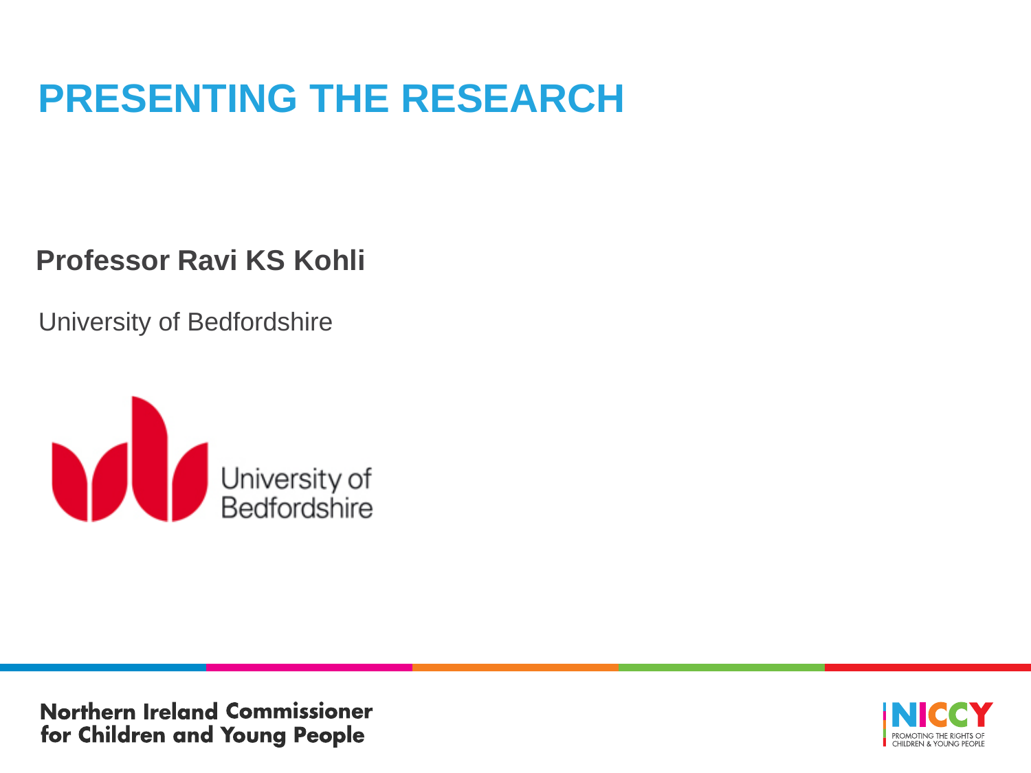# PRESENTING THE RESEARCH

**Professor Ravi KS Kohli**

University of Bedfordshire

University of Bedfordshire

Northern Ireland Commissioner for Children and Young People

NICCY PROMOTING THE RIGHTS OF CHILDREN & YOUNG PEOPLE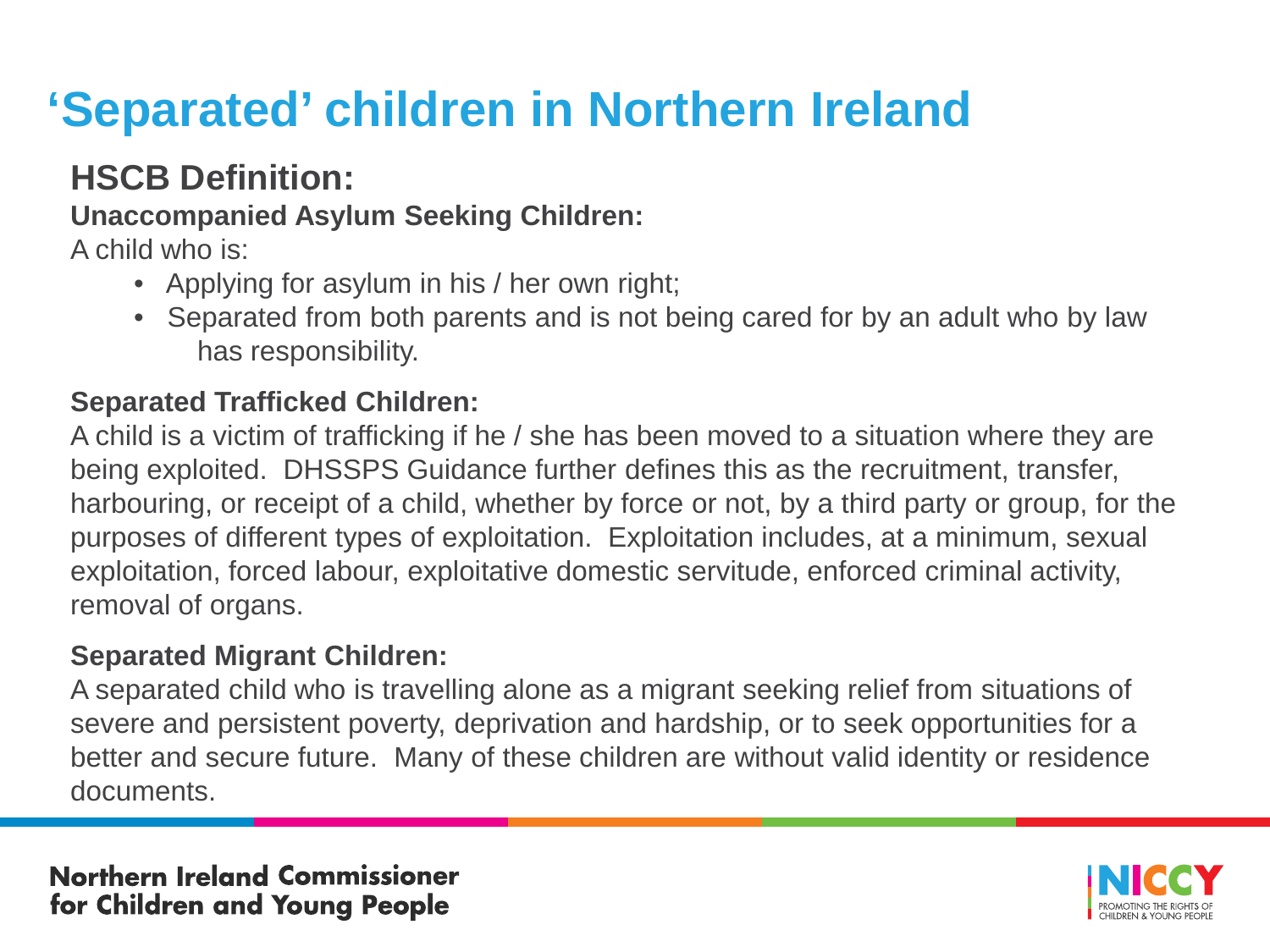# 'Separated' children in Northern Ireland

## HSCB Definition:

### Unaccompanied Asylum Seeking Children:

A child who is:

- Applying for asylum in his / her own right;
- Separated from both parents and is not being cared for by an adult who by law has responsibility.

### Separated Trafficked Children:

A child is a victim of trafficking if he / she has been moved to a situation where they are being exploited. DHSSPS Guidance further defines this as the recruitment, transfer, harbouring, or receipt of a child, whether by force or not, by a third party or group, for the purposes of different types of exploitation. Exploitation includes, at a minimum, sexual exploitation, forced labour, exploitative domestic servitude, enforced criminal activity, removal of organs.

### Separated Migrant Children:

A separated child who is travelling alone as a migrant seeking relief from situations of severe and persistent poverty, deprivation and hardship, or to seek opportunities for a better and secure future. Many of these children are without valid identity or residence documents.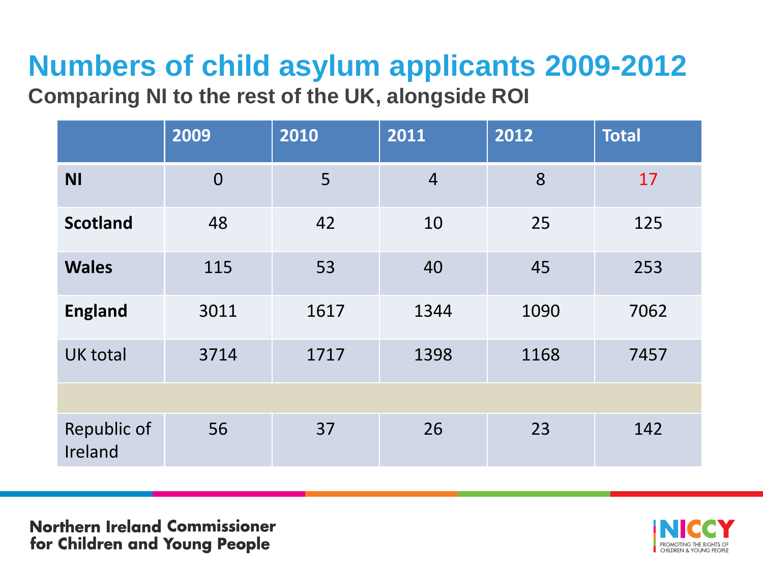# Numbers of child asylum applicants 2009-2012

**Comparing NI to the rest of the UK, alongside ROI**

| | 2009 | 2010 | 2011 | 2012 | Total |
|---|---|---|---|---|---|
| **NI** | 0 | 5 | 4 | 8 | 17 |
| **Scotland** | 48 | 42 | 10 | 25 | 125 |
| **Wales** | 115 | 53 | 40 | 45 | 253 |
| **England** | 3011 | 1617 | 1344 | 1090 | 7062 |
| UK total | 3714 | 1717 | 1398 | 1168 | 7457 |
| | | | | | |
| Republic of Ireland | 56 | 37 | 26 | 23 | 142 |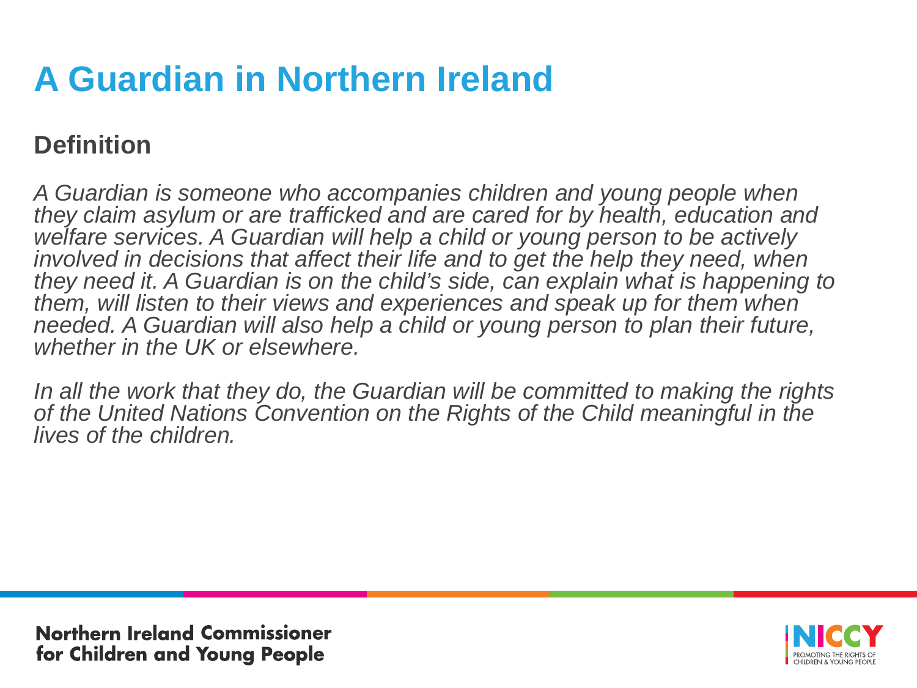# A Guardian in Northern Ireland

## Definition

*A Guardian is someone who accompanies children and young people when they claim asylum or are trafficked and are cared for by health, education and welfare services. A Guardian will help a child or young person to be actively involved in decisions that affect their life and to get the help they need, when they need it. A Guardian is on the child's side, can explain what is happening to them, will listen to their views and experiences and speak up for them when needed. A Guardian will also help a child or young person to plan their future, whether in the UK or elsewhere.*

*In all the work that they do, the Guardian will be committed to making the rights of the United Nations Convention on the Rights of the Child meaningful in the lives of the children.*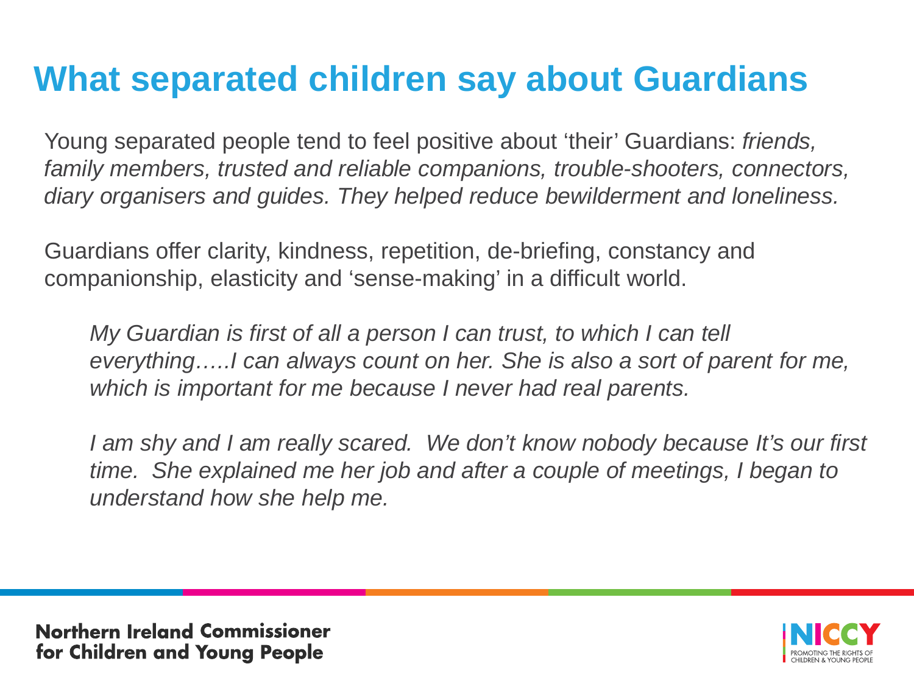# What separated children say about Guardians

Young separated people tend to feel positive about ‘their’ Guardians: *friends, family members, trusted and reliable companions, trouble-shooters, connectors, diary organisers and guides. They helped reduce bewilderment and loneliness.*

Guardians offer clarity, kindness, repetition, de-briefing, constancy and companionship, elasticity and ‘sense-making’ in a difficult world.

> *My Guardian is first of all a person I can trust, to which I can tell everything…..I can always count on her. She is also a sort of parent for me, which is important for me because I never had real parents.*

> *I am shy and I am really scared. We don’t know nobody because It’s our first time. She explained me her job and after a couple of meetings, I began to understand how she help me.*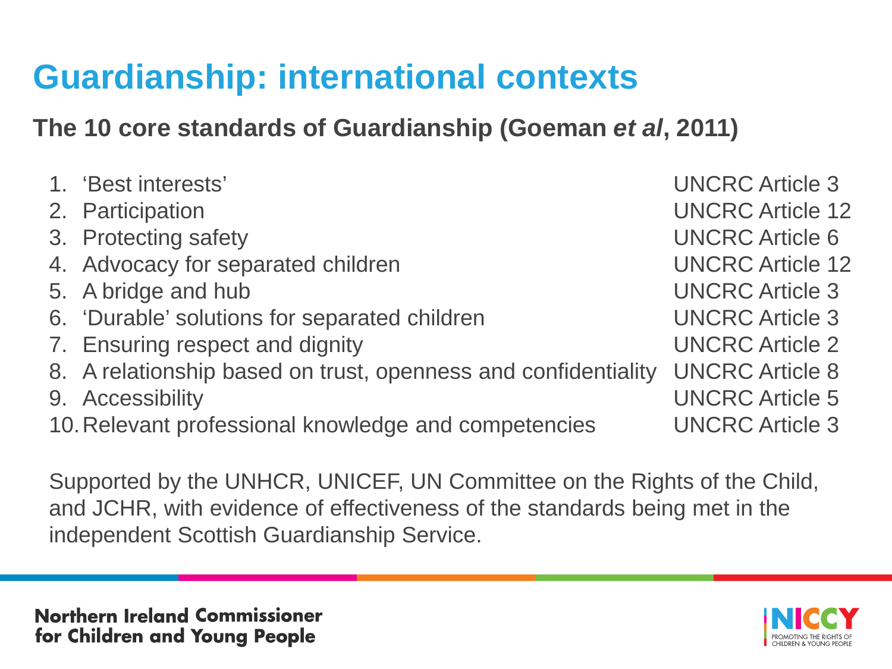# Guardianship: international contexts

**The 10 core standards of Guardianship (Goeman *et al*, 2011)**

1. 'Best interests' — UNCRC Article 3
2. Participation — UNCRC Article 12
3. Protecting safety — UNCRC Article 6
4. Advocacy for separated children — UNCRC Article 12
5. A bridge and hub — UNCRC Article 3
6. 'Durable' solutions for separated children — UNCRC Article 3
7. Ensuring respect and dignity — UNCRC Article 2
8. A relationship based on trust, openness and confidentiality — UNCRC Article 8
9. Accessibility — UNCRC Article 5
10. Relevant professional knowledge and competencies — UNCRC Article 3

Supported by the UNHCR, UNICEF, UN Committee on the Rights of the Child, and JCHR, with evidence of effectiveness of the standards being met in the independent Scottish Guardianship Service.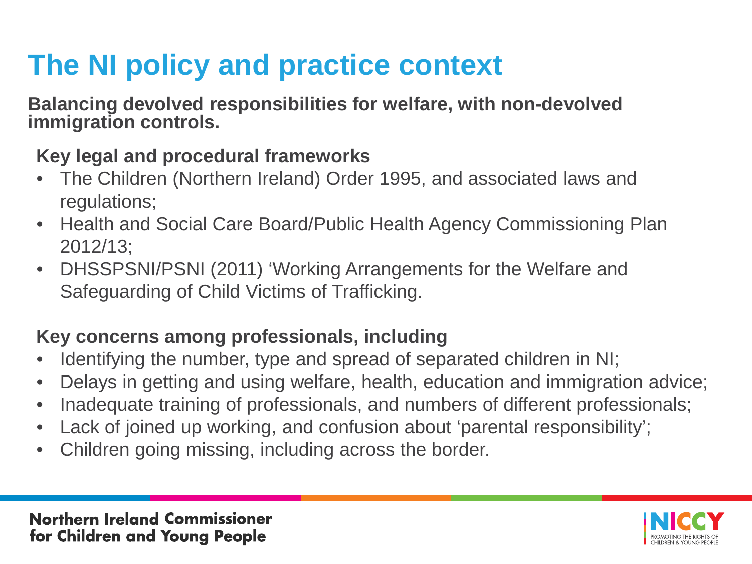# The NI policy and practice context

**Balancing devolved responsibilities for welfare, with non-devolved immigration controls.**

### Key legal and procedural frameworks

- The Children (Northern Ireland) Order 1995, and associated laws and regulations;
- Health and Social Care Board/Public Health Agency Commissioning Plan 2012/13;
- DHSSPSNI/PSNI (2011) 'Working Arrangements for the Welfare and Safeguarding of Child Victims of Trafficking.

### Key concerns among professionals, including

- Identifying the number, type and spread of separated children in NI;
- Delays in getting and using welfare, health, education and immigration advice;
- Inadequate training of professionals, and numbers of different professionals;
- Lack of joined up working, and confusion about 'parental responsibility';
- Children going missing, including across the border.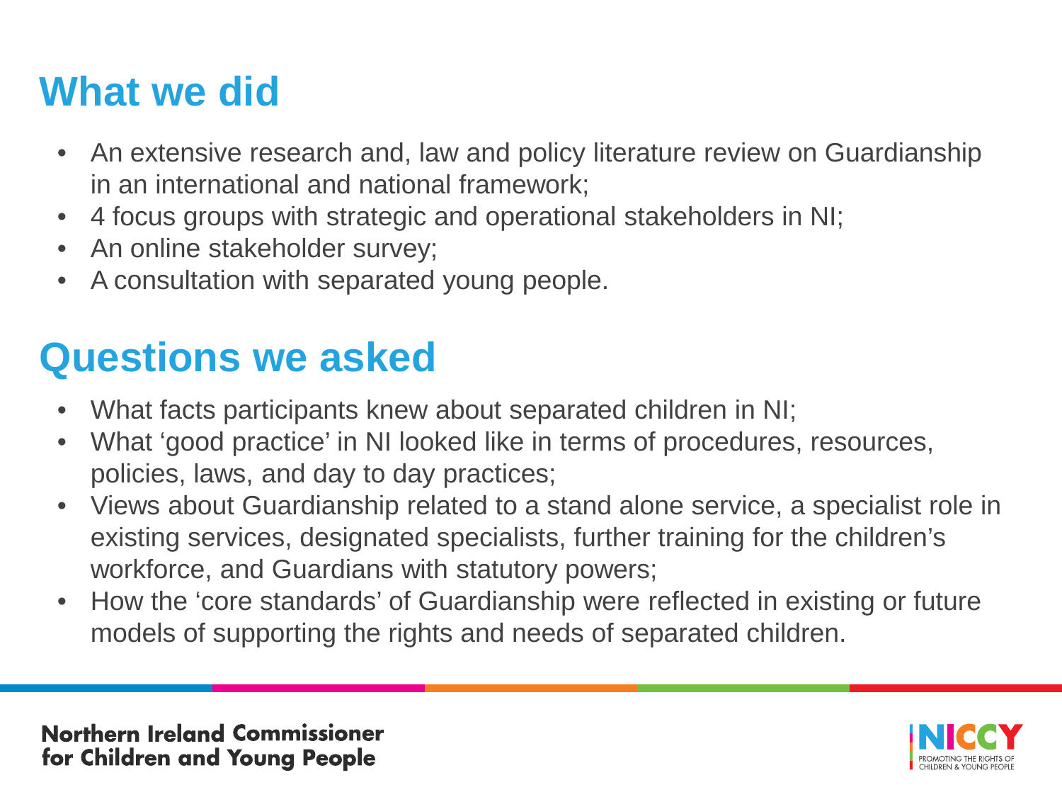## What we did

- An extensive research and, law and policy literature review on Guardianship in an international and national framework;
- 4 focus groups with strategic and operational stakeholders in NI;
- An online stakeholder survey;
- A consultation with separated young people.

## Questions we asked

- What facts participants knew about separated children in NI;
- What 'good practice' in NI looked like in terms of procedures, resources, policies, laws, and day to day practices;
- Views about Guardianship related to a stand alone service, a specialist role in existing services, designated specialists, further training for the children's workforce, and Guardians with statutory powers;
- How the 'core standards' of Guardianship were reflected in existing or future models of supporting the rights and needs of separated children.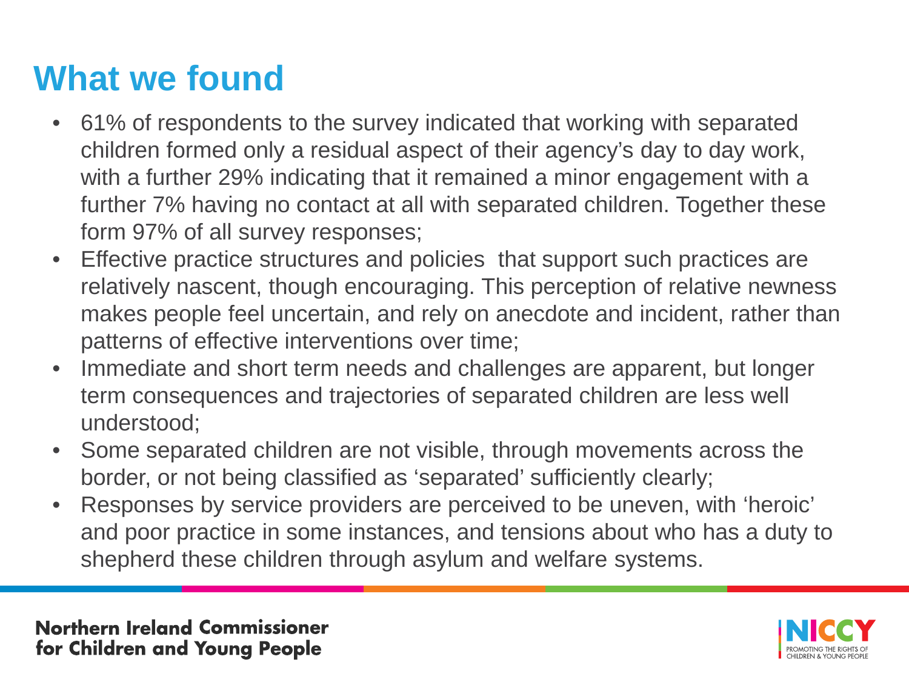# What we found

- 61% of respondents to the survey indicated that working with separated children formed only a residual aspect of their agency's day to day work, with a further 29% indicating that it remained a minor engagement with a further 7% having no contact at all with separated children. Together these form 97% of all survey responses;
- Effective practice structures and policies that support such practices are relatively nascent, though encouraging. This perception of relative newness makes people feel uncertain, and rely on anecdote and incident, rather than patterns of effective interventions over time;
- Immediate and short term needs and challenges are apparent, but longer term consequences and trajectories of separated children are less well understood;
- Some separated children are not visible, through movements across the border, or not being classified as 'separated' sufficiently clearly;
- Responses by service providers are perceived to be uneven, with 'heroic' and poor practice in some instances, and tensions about who has a duty to shepherd these children through asylum and welfare systems.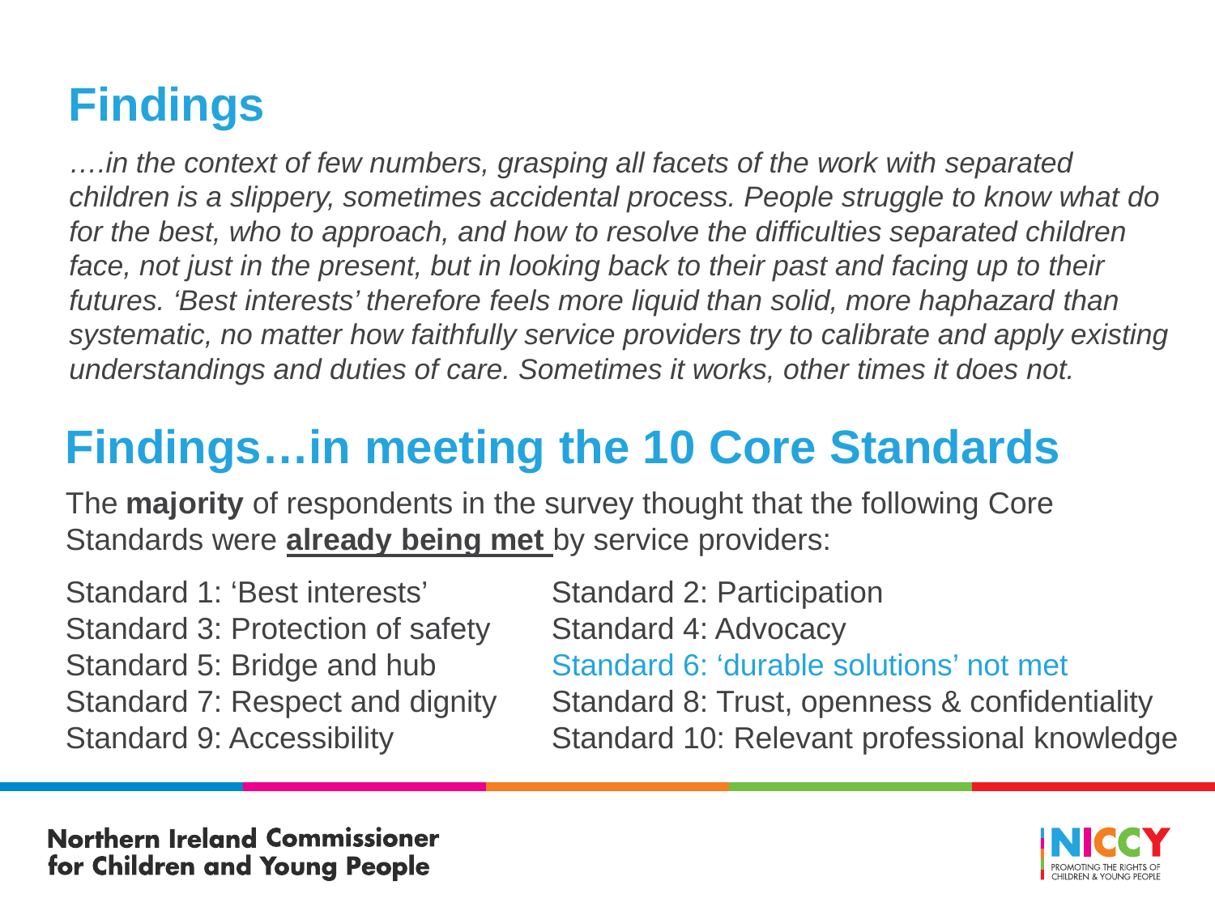# Findings

*….in the context of few numbers, grasping all facets of the work with separated children is a slippery, sometimes accidental process. People struggle to know what do for the best, who to approach, and how to resolve the difficulties separated children face, not just in the present, but in looking back to their past and facing up to their futures. 'Best interests' therefore feels more liquid than solid, more haphazard than systematic, no matter how faithfully service providers try to calibrate and apply existing understandings and duties of care. Sometimes it works, other times it does not.*

# Findings…in meeting the 10 Core Standards

The **majority** of respondents in the survey thought that the following Core Standards were **already being met** by service providers:

Standard 1: 'Best interests'
Standard 2: Participation
Standard 3: Protection of safety
Standard 4: Advocacy
Standard 5: Bridge and hub
Standard 6: 'durable solutions' not met
Standard 7: Respect and dignity
Standard 8: Trust, openness & confidentiality
Standard 9: Accessibility
Standard 10: Relevant professional knowledge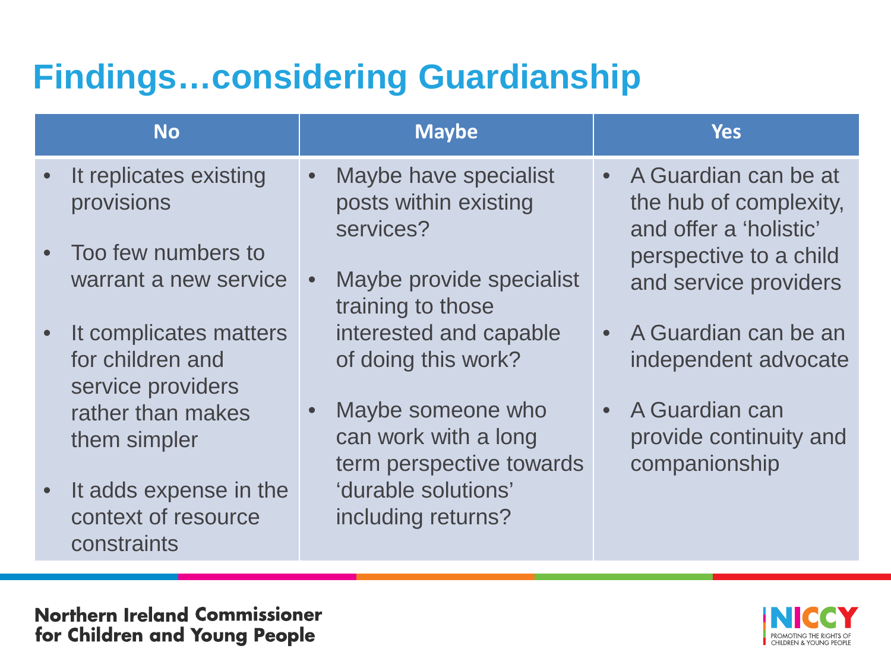# Findings…considering Guardianship

| No | Maybe | Yes |
|---|---|---|
| • It replicates existing provisions<br>• Too few numbers to warrant a new service<br>• It complicates matters for children and service providers rather than makes them simpler<br>• It adds expense in the context of resource constraints | • Maybe have specialist posts within existing services?<br>• Maybe provide specialist training to those interested and capable of doing this work?<br>• Maybe someone who can work with a long term perspective towards 'durable solutions' including returns? | • A Guardian can be at the hub of complexity, and offer a 'holistic' perspective to a child and service providers<br>• A Guardian can be an independent advocate<br>• A Guardian can provide continuity and companionship |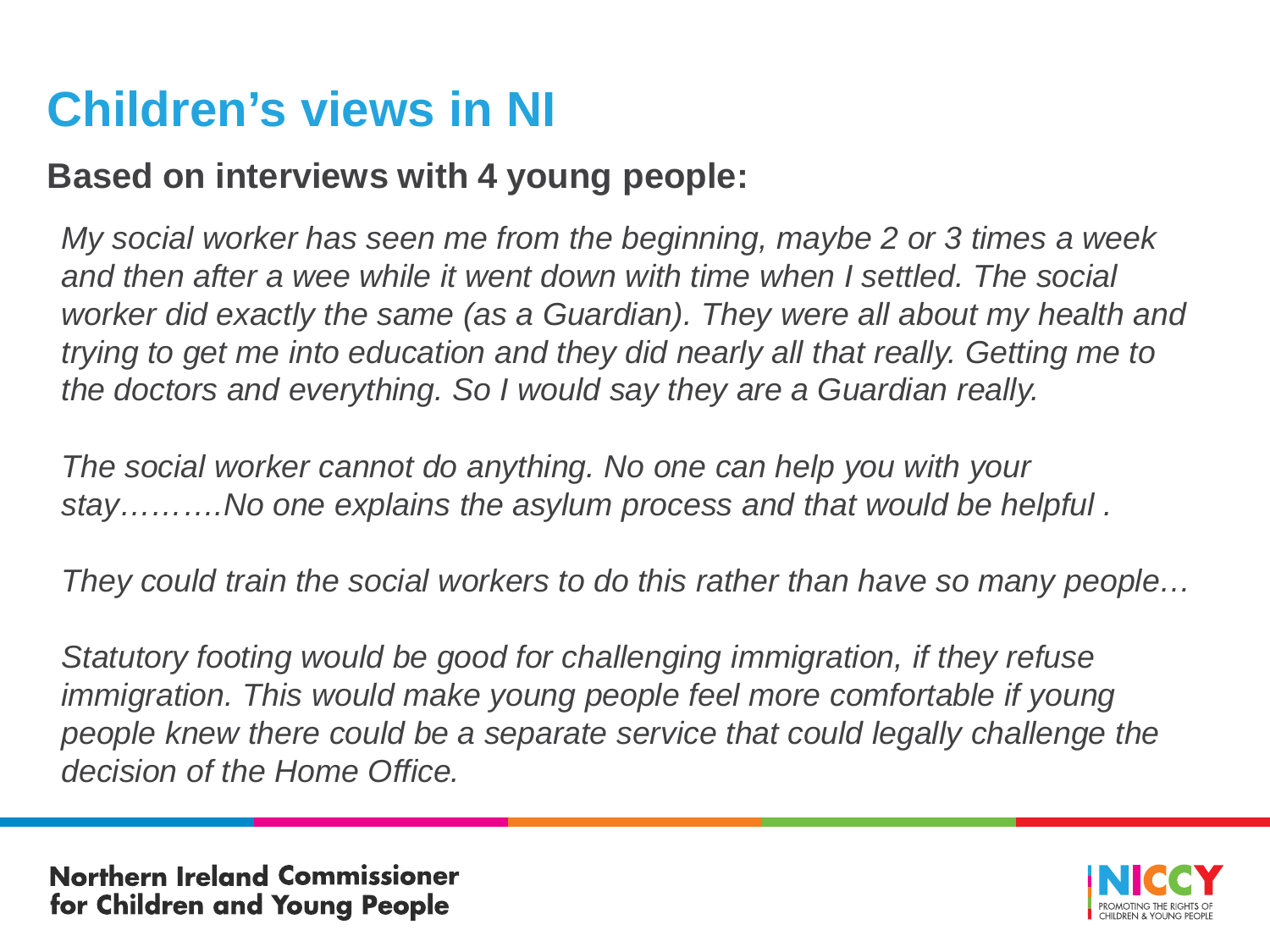# Children's views in NI

**Based on interviews with 4 young people:**

*My social worker has seen me from the beginning, maybe 2 or 3 times a week and then after a wee while it went down with time when I settled. The social worker did exactly the same (as a Guardian). They were all about my health and trying to get me into education and they did nearly all that really. Getting me to the doctors and everything. So I would say they are a Guardian really.*

*The social worker cannot do anything. No one can help you with your stay……….No one explains the asylum process and that would be helpful .*

*They could train the social workers to do this rather than have so many people…*

*Statutory footing would be good for challenging immigration, if they refuse immigration. This would make young people feel more comfortable if young people knew there could be a separate service that could legally challenge the decision of the Home Office.*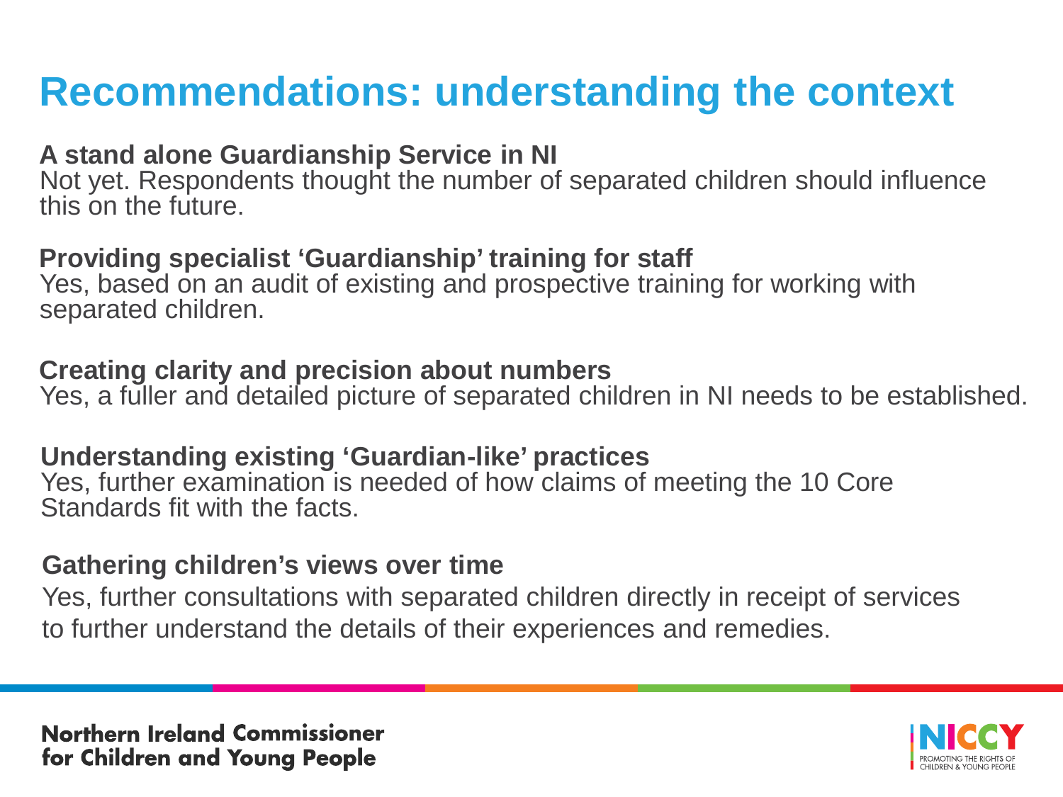# Recommendations: understanding the context

**A stand alone Guardianship Service in NI**
Not yet. Respondents thought the number of separated children should influence this on the future.

**Providing specialist 'Guardianship' training for staff**
Yes, based on an audit of existing and prospective training for working with separated children.

**Creating clarity and precision about numbers**
Yes, a fuller and detailed picture of separated children in NI needs to be established.

**Understanding existing 'Guardian-like' practices**
Yes, further examination is needed of how claims of meeting the 10 Core Standards fit with the facts.

**Gathering children's views over time**
Yes, further consultations with separated children directly in receipt of services to further understand the details of their experiences and remedies.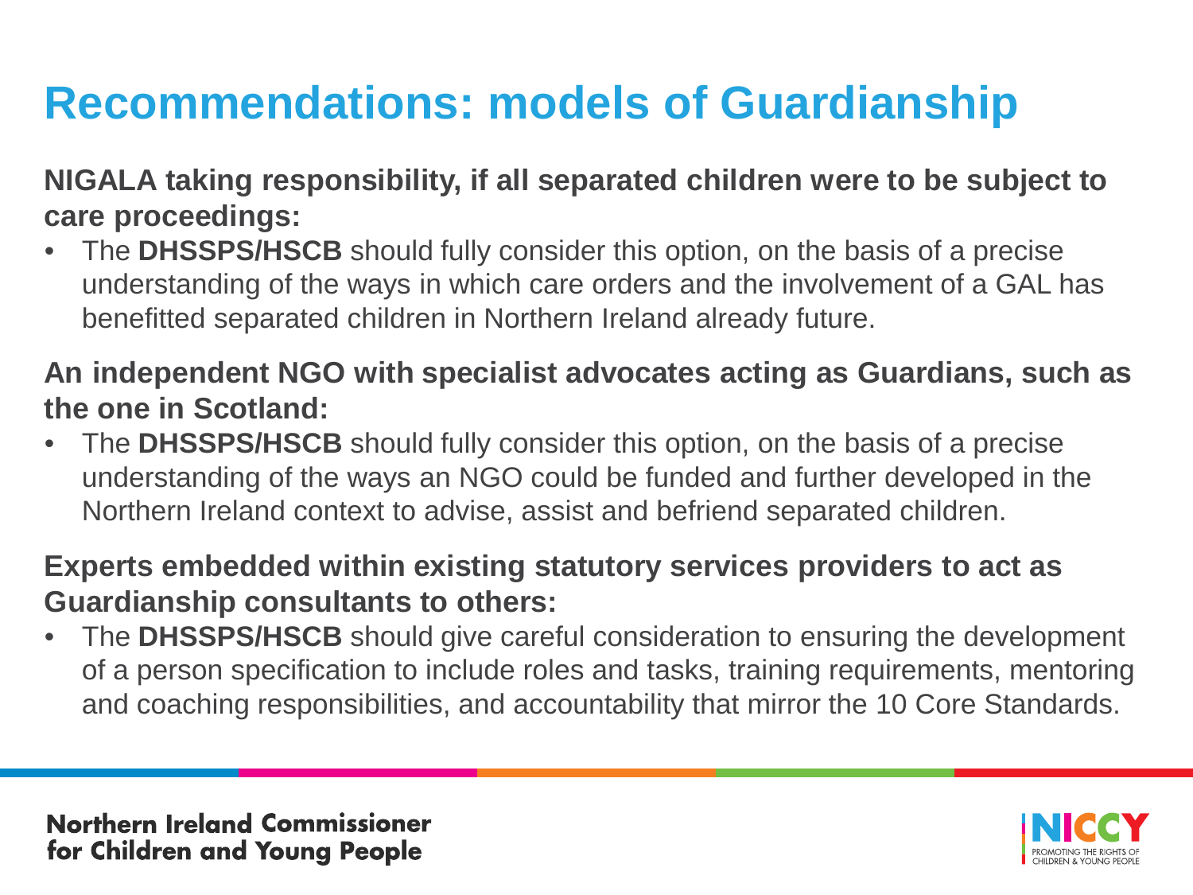# Recommendations: models of Guardianship

**NIGALA taking responsibility, if all separated children were to be subject to care proceedings:**

- The **DHSSPS/HSCB** should fully consider this option, on the basis of a precise understanding of the ways in which care orders and the involvement of a GAL has benefitted separated children in Northern Ireland already future.

**An independent NGO with specialist advocates acting as Guardians, such as the one in Scotland:**

- The **DHSSPS/HSCB** should fully consider this option, on the basis of a precise understanding of the ways an NGO could be funded and further developed in the Northern Ireland context to advise, assist and befriend separated children.

**Experts embedded within existing statutory services providers to act as Guardianship consultants to others:**

- The **DHSSPS/HSCB** should give careful consideration to ensuring the development of a person specification to include roles and tasks, training requirements, mentoring and coaching responsibilities, and accountability that mirror the 10 Core Standards.

Northern Ireland Commissioner for Children and Young People

NICCY PROMOTING THE RIGHTS OF CHILDREN & YOUNG PEOPLE